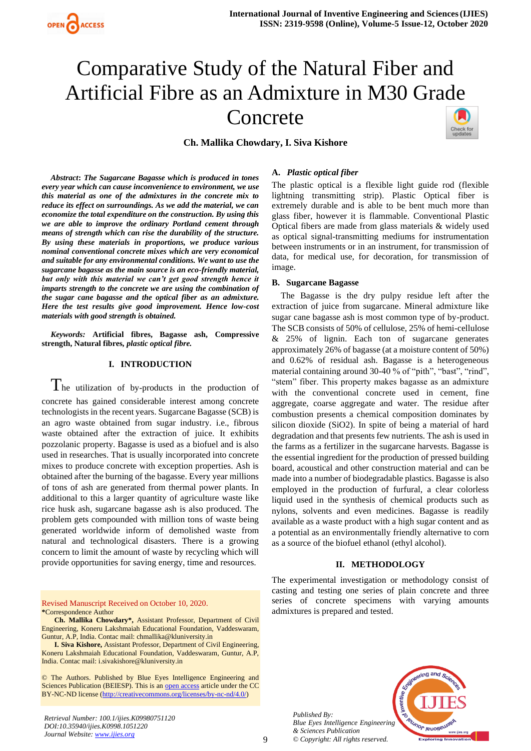# Comparative Study of the Natural Fiber and Artificial Fibre as an Admixture in M30 Grade Concrete

**Ch. Mallika Chowdary, I. Siva Kishore**

***Abstract*: *The Sugarcane Bagasse which is produced in tones every year which can cause inconvenience to environment, we use this material as one of the admixtures in the concrete mix to reduce its effect on surroundings. As we add the material, we can economize the total expenditure on the construction. By using this we are able to improve the ordinary Portland cement through means of strength which can rise the durability of the structure. By using these materials in proportions, we produce various nominal conventional concrete mixes which are very economical and suitable for any environmental conditions. We want to use the sugarcane bagasse as the main source is an eco-friendly material, but only with this material we can't get good strength hence it imparts strength to the concrete we are using the combination of the sugar cane bagasse and the optical fiber as an admixture. Here the test results give good improvement. Hence low-cost materials with good strength is obtained.***

***Keywords:* Artificial fibres, Bagasse ash, Compressive strength, Natural fibres, *plastic optical fibre.***

## I. INTRODUCTION

The utilization of by-products in the production of concrete has gained considerable interest among concrete technologists in the recent years. Sugarcane Bagasse (SCB) is an agro waste obtained from sugar industry. i.e., fibrous waste obtained after the extraction of juice. It exhibits pozzolanic property. Bagasse is used as a biofuel and is also used in researches. That is usually incorporated into concrete mixes to produce concrete with exception properties. Ash is obtained after the burning of the bagasse. Every year millions of tons of ash are generated from thermal power plants. In additional to this a larger quantity of agriculture waste like rice husk ash, sugarcane bagasse ash is also produced. The problem gets compounded with million tons of waste being generated worldwide inform of demolished waste from natural and technological disasters. There is a growing concern to limit the amount of waste by recycling which will provide opportunities for saving energy, time and resources.

Revised Manuscript Received on October 10, 2020.

*Correspondence Author

**Ch. Mallika Chowdary*,** Assistant Professor, Department of Civil Engineering, Koneru Lakshmaiah Educational Foundation, Vaddeswaram, Guntur, A.P, India. Contac mail: chmallika@kluniversity.in

**I. Siva Kishore,** Assistant Professor, Department of Civil Engineering, Koneru Lakshmaiah Educational Foundation, Vaddeswaram, Guntur, A.P, India. Contac mail: i.sivakishore@kluniversity.in

© The Authors. Published by Blue Eyes Intelligence Engineering and Sciences Publication (BEIESP). This is an open access article under the CC BY-NC-ND license (http://creativecommons.org/licenses/by-nc-nd/4.0/)

### A. *Plastic optical fiber*

The plastic optical is a flexible light guide rod (flexible lightning transmitting strip). Plastic Optical fiber is extremely durable and is able to be bent much more than glass fiber, however it is flammable. Conventional Plastic Optical fibers are made from glass materials & widely used as optical signal-transmitting mediums for instrumentation between instruments or in an instrument, for transmission of data, for medical use, for decoration, for transmission of image.

### B. Sugarcane Bagasse

The Bagasse is the dry pulpy residue left after the extraction of juice from sugarcane. Mineral admixture like sugar cane bagasse ash is most common type of by-product. The SCB consists of 50% of cellulose, 25% of hemi-cellulose & 25% of lignin. Each ton of sugarcane generates approximately 26% of bagasse (at a moisture content of 50%) and 0.62% of residual ash. Bagasse is a heterogeneous material containing around 30-40 % of "pith", "bast", "rind", "stem" fiber. This property makes bagasse as an admixture with the conventional concrete used in cement, fine aggregate, coarse aggregate and water. The residue after combustion presents a chemical composition dominates by silicon dioxide ($SiO_2$). In spite of being a material of hard degradation and that presents few nutrients. The ash is used in the farms as a fertilizer in the sugarcane harvests. Bagasse is the essential ingredient for the production of pressed building board, acoustical and other construction material and can be made into a number of biodegradable plastics. Bagasse is also employed in the production of furfural, a clear colorless liquid used in the synthesis of chemical products such as nylons, solvents and even medicines. Bagasse is readily available as a waste product with a high sugar content and as a potential as an environmentally friendly alternative to corn as a source of the biofuel ethanol (ethyl alcohol).

## II. METHODOLOGY

The experimental investigation or methodology consist of casting and testing one series of plain concrete and three series of concrete specimens with varying amounts admixtures is prepared and tested.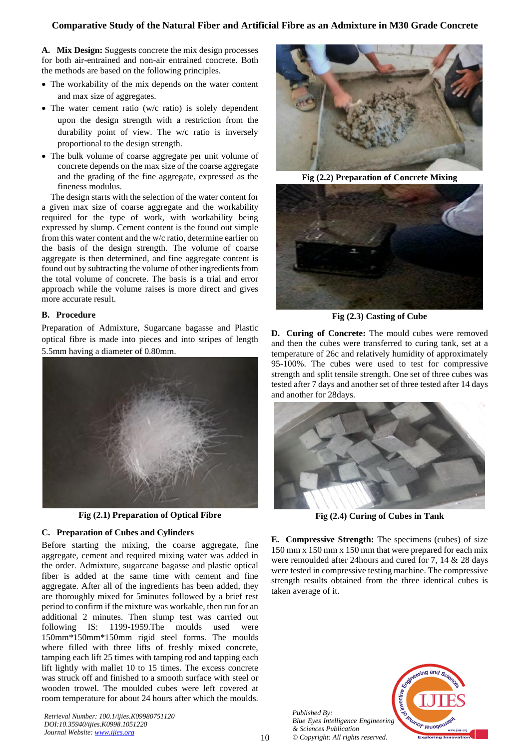**A. Mix Design:** Suggests concrete the mix design processes for both air-entrained and non-air entrained concrete. Both the methods are based on the following principles.

- The workability of the mix depends on the water content and max size of aggregates.
- The water cement ratio (w/c ratio) is solely dependent upon the design strength with a restriction from the durability point of view. The w/c ratio is inversely proportional to the design strength.
- The bulk volume of coarse aggregate per unit volume of concrete depends on the max size of the coarse aggregate and the grading of the fine aggregate, expressed as the fineness modulus.

The design starts with the selection of the water content for a given max size of coarse aggregate and the workability required for the type of work, with workability being expressed by slump. Cement content is the found out simple from this water content and the w/c ratio, determine earlier on the basis of the design strength. The volume of coarse aggregate is then determined, and fine aggregate content is found out by subtracting the volume of other ingredients from the total volume of concrete. The basis is a trial and error approach while the volume raises is more direct and gives more accurate result.

**B. Procedure**

Preparation of Admixture, Sugarcane bagasse and Plastic optical fibre is made into pieces and into stripes of length 5.5mm having a diameter of 0.80mm.

**Fig (2.1) Preparation of Optical Fibre**

**C. Preparation of Cubes and Cylinders**

Before starting the mixing, the coarse aggregate, fine aggregate, cement and required mixing water was added in the order. Admixture, sugarcane bagasse and plastic optical fiber is added at the same time with cement and fine aggregate. After all of the ingredients has been added, they are thoroughly mixed for 5minutes followed by a brief rest period to confirm if the mixture was workable, then run for an additional 2 minutes. Then slump test was carried out following IS: 1199-1959.The moulds used were 150mm*150mm*150mm rigid steel forms. The moulds where filled with three lifts of freshly mixed concrete, tamping each lift 25 times with tamping rod and tapping each lift lightly with mallet 10 to 15 times. The excess concrete was struck off and finished to a smooth surface with steel or wooden trowel. The moulded cubes were left covered at room temperature for about 24 hours after which the moulds.

**Fig (2.2) Preparation of Concrete Mixing**

**Fig (2.3) Casting of Cube**

**D. Curing of Concrete:** The mould cubes were removed and then the cubes were transferred to curing tank, set at a temperature of 26c and relatively humidity of approximately 95-100%. The cubes were used to test for compressive strength and split tensile strength. One set of three cubes was tested after 7 days and another set of three tested after 14 days and another for 28days.

**Fig (2.4) Curing of Cubes in Tank**

**E. Compressive Strength:** The specimens (cubes) of size 150 mm x 150 mm x 150 mm that were prepared for each mix were remoulded after 24hours and cured for 7, 14 & 28 days were tested in compressive testing machine. The compressive strength results obtained from the three identical cubes is taken average of it.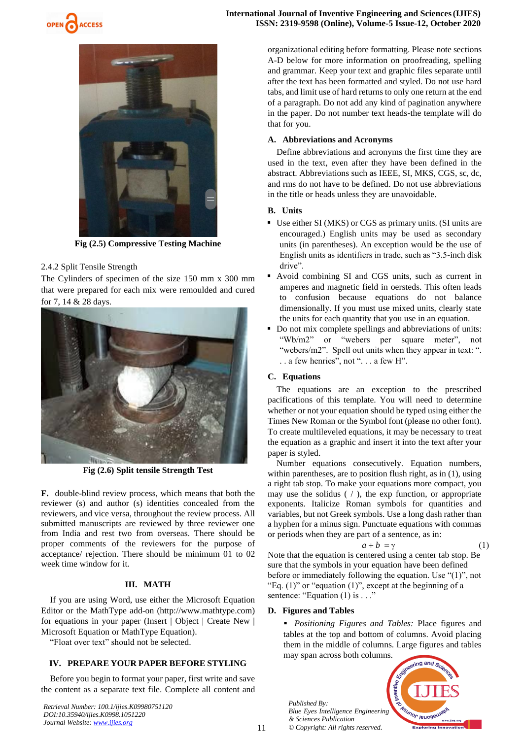Fig (2.5) Compressive Testing Machine

2.4.2 Split Tensile Strength

The Cylinders of specimen of the size 150 mm x 300 mm that were prepared for each mix were remoulded and cured for 7, 14 & 28 days.

Fig (2.6) Split tensile Strength Test

**F.** double-blind review process, which means that both the reviewer (s) and author (s) identities concealed from the reviewers, and vice versa, throughout the review process. All submitted manuscripts are reviewed by three reviewer one from India and rest two from overseas. There should be proper comments of the reviewers for the purpose of acceptance/ rejection. There should be minimum 01 to 02 week time window for it.

## III. MATH

If you are using Word, use either the Microsoft Equation Editor or the MathType add-on (http://www.mathtype.com) for equations in your paper (Insert | Object | Create New | Microsoft Equation or MathType Equation).

"Float over text" should not be selected.

## IV. PREPARE YOUR PAPER BEFORE STYLING

Before you begin to format your paper, first write and save the content as a separate text file. Complete all content and organizational editing before formatting. Please note sections A-D below for more information on proofreading, spelling and grammar. Keep your text and graphic files separate until after the text has been formatted and styled. Do not use hard tabs, and limit use of hard returns to only one return at the end of a paragraph. Do not add any kind of pagination anywhere in the paper. Do not number text heads-the template will do that for you.

### A. Abbreviations and Acronyms

Define abbreviations and acronyms the first time they are used in the text, even after they have been defined in the abstract. Abbreviations such as IEEE, SI, MKS, CGS, sc, dc, and rms do not have to be defined. Do not use abbreviations in the title or heads unless they are unavoidable.

### B. Units

- Use either SI (MKS) or CGS as primary units. (SI units are encouraged.) English units may be used as secondary units (in parentheses). An exception would be the use of English units as identifiers in trade, such as "3.5-inch disk drive".
- Avoid combining SI and CGS units, such as current in amperes and magnetic field in oersteds. This often leads to confusion because equations do not balance dimensionally. If you must use mixed units, clearly state the units for each quantity that you use in an equation.
- Do not mix complete spellings and abbreviations of units: "Wb/m2" or "webers per square meter", not "webers/m2". Spell out units when they appear in text: ". . . a few henries", not ". . . a few H".

### C. Equations

The equations are an exception to the prescribed pacifications of this template. You will need to determine whether or not your equation should be typed using either the Times New Roman or the Symbol font (please no other font). To create multileveled equations, it may be necessary to treat the equation as a graphic and insert it into the text after your paper is styled.

Number equations consecutively. Equation numbers, within parentheses, are to position flush right, as in (1), using a right tab stop. To make your equations more compact, you may use the solidus ( / ), the exp function, or appropriate exponents. Italicize Roman symbols for quantities and variables, but not Greek symbols. Use a long dash rather than a hyphen for a minus sign. Punctuate equations with commas or periods when they are part of a sentence, as in:

$$a + b = \gamma \tag{1}$$

Note that the equation is centered using a center tab stop. Be sure that the symbols in your equation have been defined before or immediately following the equation. Use "(1)", not "Eq. (1)" or "equation (1)", except at the beginning of a sentence: "Equation (1) is . . ."

### D. Figures and Tables

- *Positioning Figures and Tables:* Place figures and tables at the top and bottom of columns. Avoid placing them in the middle of columns. Large figures and tables may span across both columns.

*Retrieval Number: 100.1/ijies.K09980751120*
*DOI:10.35940/ijies.K0998.1051220*
*Journal Website: www.ijies.org*

*Published By:*
*Blue Eyes Intelligence Engineering & Sciences Publication*
*© Copyright: All rights reserved.*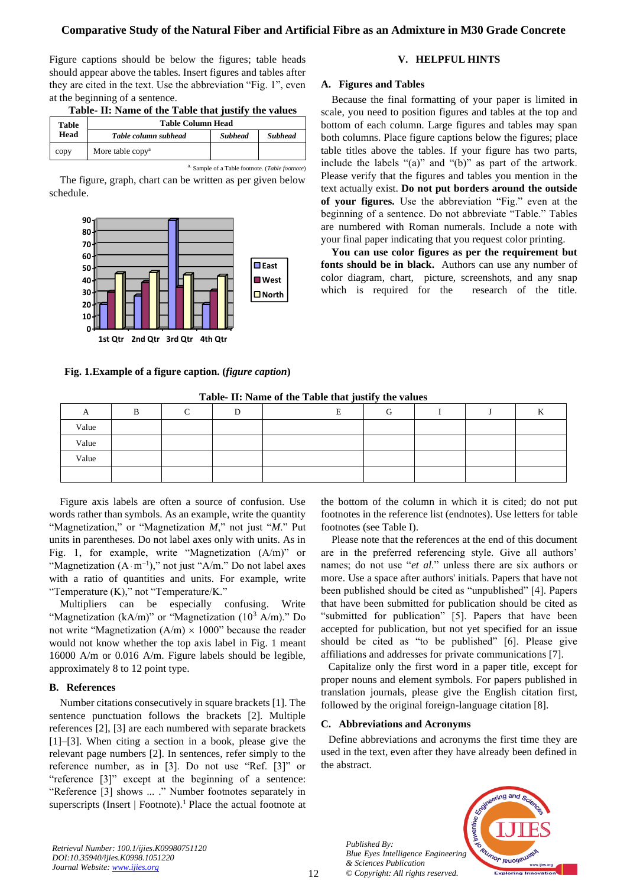Figure captions should be below the figures; table heads should appear above the tables. Insert figures and tables after they are cited in the text. Use the abbreviation "Fig. 1", even at the beginning of a sentence.

**Table- II: Name of the Table that justify the values**

| Table Head | Table Column Head | | |
|---|---|---|---|
| | *Table column subhead* | *Subhead* | *Subhead* |
| copy | More table copy[a] | | |

[a.] Sample of a Table footnote. (*Table footnote*)

The figure, graph, chart can be written as per given below schedule.

**Fig. 1.Example of a figure caption. (*figure caption*)**

**Table- II: Name of the Table that justify the values**

| A | B | C | D | E | G | I | J | K |
|---|---|---|---|---|---|---|---|---|
| Value | | | | | | | | |
| Value | | | | | | | | |
| Value | | | | | | | | |
| | | | | | | | | |

Figure axis labels are often a source of confusion. Use words rather than symbols. As an example, write the quantity "Magnetization," or "Magnetization *M*," not just "*M*." Put units in parentheses. Do not label axes only with units. As in Fig. 1, for example, write "Magnetization (A/m)" or "Magnetization ($A \cdot m^{-1}$)," not just "A/m." Do not label axes with a ratio of quantities and units. For example, write "Temperature (K)," not "Temperature/K."

Multipliers can be especially confusing. Write "Magnetization (kA/m)" or "Magnetization ($10^3$ A/m)." Do not write "Magnetization (A/m) × 1000" because the reader would not know whether the top axis label in Fig. 1 meant 16000 A/m or 0.016 A/m. Figure labels should be legible, approximately 8 to 12 point type.

### B. References

Number citations consecutively in square brackets [1]. The sentence punctuation follows the brackets [2]. Multiple references [2], [3] are each numbered with separate brackets [1]–[3]. When citing a section in a book, please give the relevant page numbers [2]. In sentences, refer simply to the reference number, as in [3]. Do not use "Ref. [3]" or "reference [3]" except at the beginning of a sentence: "Reference [3] shows ... ." Number footnotes separately in superscripts (Insert | Footnote).[1] Place the actual footnote at the bottom of the column in which it is cited; do not put footnotes in the reference list (endnotes). Use letters for table footnotes (see Table I).

Please note that the references at the end of this document are in the preferred referencing style. Give all authors' names; do not use "*et al*." unless there are six authors or more. Use a space after authors' initials. Papers that have not been published should be cited as "unpublished" [4]. Papers that have been submitted for publication should be cited as "submitted for publication" [5]. Papers that have been accepted for publication, but not yet specified for an issue should be cited as "to be published" [6]. Please give affiliations and addresses for private communications [7].

Capitalize only the first word in a paper title, except for proper nouns and element symbols. For papers published in translation journals, please give the English citation first, followed by the original foreign-language citation [8].

### C. Abbreviations and Acronyms

Define abbreviations and acronyms the first time they are used in the text, even after they have already been defined in the abstract.

## V. HELPFUL HINTS

### A. Figures and Tables

Because the final formatting of your paper is limited in scale, you need to position figures and tables at the top and bottom of each column. Large figures and tables may span both columns. Place figure captions below the figures; place table titles above the tables. If your figure has two parts, include the labels "(a)" and "(b)" as part of the artwork. Please verify that the figures and tables you mention in the text actually exist. **Do not put borders around the outside of your figures.** Use the abbreviation "Fig." even at the beginning of a sentence. Do not abbreviate "Table." Tables are numbered with Roman numerals. Include a note with your final paper indicating that you request color printing.

**You can use color figures as per the requirement but fonts should be in black.** Authors can use any number of color diagram, chart, picture, screenshots, and any snap which is required for the research of the title.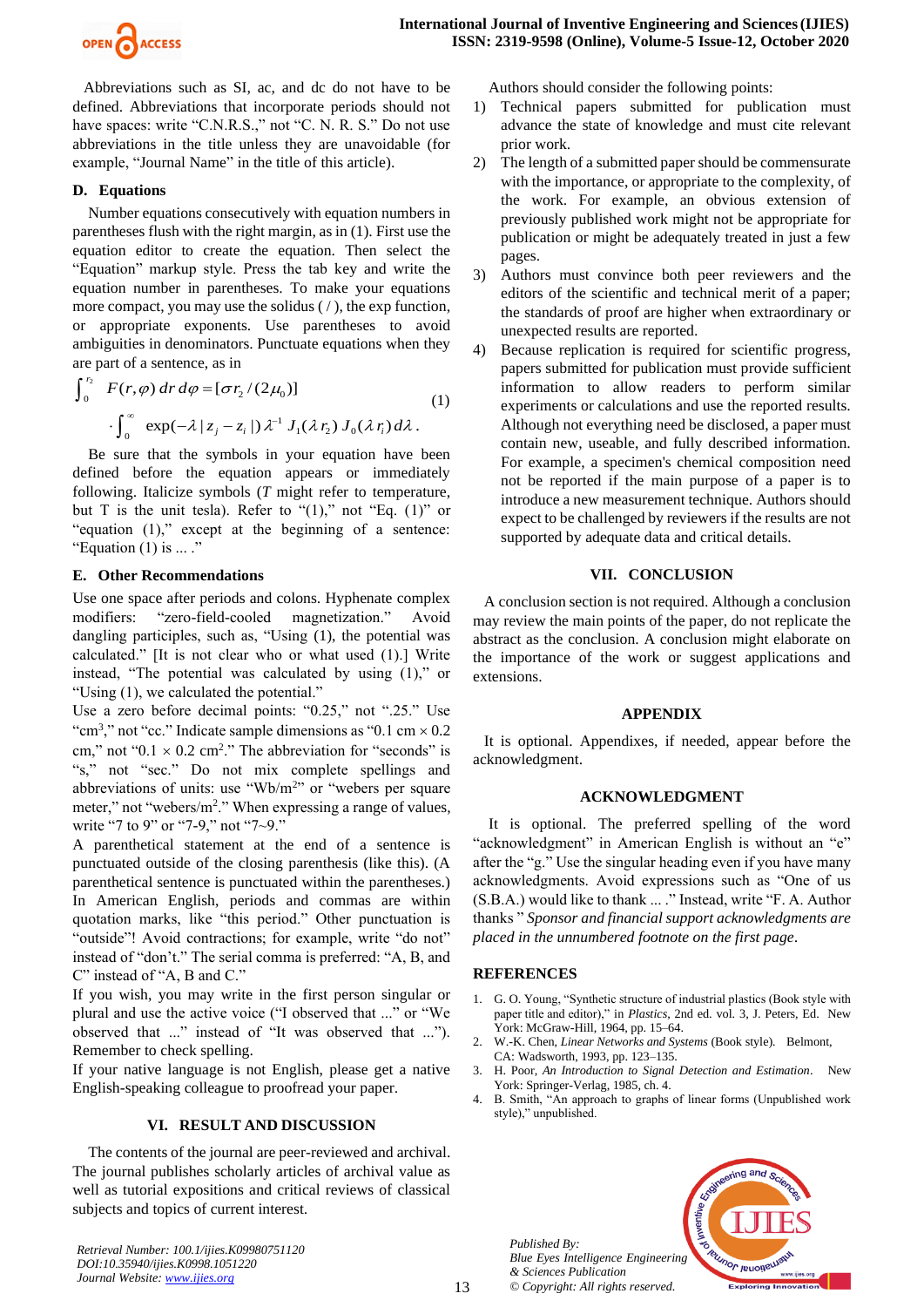Abbreviations such as SI, ac, and dc do not have to be defined. Abbreviations that incorporate periods should not have spaces: write "C.N.R.S.," not "C. N. R. S." Do not use abbreviations in the title unless they are unavoidable (for example, "Journal Name" in the title of this article).

### D. Equations

Number equations consecutively with equation numbers in parentheses flush with the right margin, as in (1). First use the equation editor to create the equation. Then select the "Equation" markup style. Press the tab key and write the equation number in parentheses. To make your equations more compact, you may use the solidus ( / ), the exp function, or appropriate exponents. Use parentheses to avoid ambiguities in denominators. Punctuate equations when they are part of a sentence, as in

$$\int_0^{r_2} F(r,\varphi)\, dr\, d\varphi = [\sigma r_2 / (2\mu_0)] \cdot \int_0^{\infty} \exp(-\lambda |z_j - z_i|)\, \lambda^{-1} J_1(\lambda r_2)\, J_0(\lambda r_i)\, d\lambda . \quad (1)$$

Be sure that the symbols in your equation have been defined before the equation appears or immediately following. Italicize symbols (*T* might refer to temperature, but T is the unit tesla). Refer to "(1)," not "Eq. (1)" or "equation (1)," except at the beginning of a sentence: "Equation (1) is ... ."

### E. Other Recommendations

Use one space after periods and colons. Hyphenate complex modifiers: "zero-field-cooled magnetization." Avoid dangling participles, such as, "Using (1), the potential was calculated." [It is not clear who or what used (1).] Write instead, "The potential was calculated by using (1)," or "Using (1), we calculated the potential."

Use a zero before decimal points: "0.25," not ".25." Use "$cm^3$," not "cc." Indicate sample dimensions as "0.1 cm × 0.2 cm," not "0.1 × 0.2 $cm^2$." The abbreviation for "seconds" is "s," not "sec." Do not mix complete spellings and abbreviations of units: use "$Wb/m^2$" or "webers per square meter," not "webers/$m^2$." When expressing a range of values, write "7 to 9" or "7-9," not "7~9."

A parenthetical statement at the end of a sentence is punctuated outside of the closing parenthesis (like this). (A parenthetical sentence is punctuated within the parentheses.) In American English, periods and commas are within quotation marks, like "this period." Other punctuation is "outside"! Avoid contractions; for example, write "do not" instead of "don't." The serial comma is preferred: "A, B, and C" instead of "A, B and C."

If you wish, you may write in the first person singular or plural and use the active voice ("I observed that ..." or "We observed that ..." instead of "It was observed that ..."). Remember to check spelling.

If your native language is not English, please get a native English-speaking colleague to proofread your paper.

## VI. RESULT AND DISCUSSION

The contents of the journal are peer-reviewed and archival. The journal publishes scholarly articles of archival value as well as tutorial expositions and critical reviews of classical subjects and topics of current interest.

Authors should consider the following points:

1) Technical papers submitted for publication must advance the state of knowledge and must cite relevant prior work.
2) The length of a submitted paper should be commensurate with the importance, or appropriate to the complexity, of the work. For example, an obvious extension of previously published work might not be appropriate for publication or might be adequately treated in just a few pages.
3) Authors must convince both peer reviewers and the editors of the scientific and technical merit of a paper; the standards of proof are higher when extraordinary or unexpected results are reported.
4) Because replication is required for scientific progress, papers submitted for publication must provide sufficient information to allow readers to perform similar experiments or calculations and use the reported results. Although not everything need be disclosed, a paper must contain new, useable, and fully described information. For example, a specimen's chemical composition need not be reported if the main purpose of a paper is to introduce a new measurement technique. Authors should expect to be challenged by reviewers if the results are not supported by adequate data and critical details.

## VII. CONCLUSION

A conclusion section is not required. Although a conclusion may review the main points of the paper, do not replicate the abstract as the conclusion. A conclusion might elaborate on the importance of the work or suggest applications and extensions.

## APPENDIX

It is optional. Appendixes, if needed, appear before the acknowledgment.

## ACKNOWLEDGMENT

It is optional. The preferred spelling of the word "acknowledgment" in American English is without an "e" after the "g." Use the singular heading even if you have many acknowledgments. Avoid expressions such as "One of us (S.B.A.) would like to thank ... ." Instead, write "F. A. Author thanks " *Sponsor and financial support acknowledgments are placed in the unnumbered footnote on the first page*.

## REFERENCES

1. G. O. Young, "Synthetic structure of industrial plastics (Book style with paper title and editor)," in *Plastics*, 2nd ed. vol. 3, J. Peters, Ed. New York: McGraw-Hill, 1964, pp. 15–64.
2. W.-K. Chen, *Linear Networks and Systems* (Book style). Belmont, CA: Wadsworth, 1993, pp. 123–135.
3. H. Poor, *An Introduction to Signal Detection and Estimation*. New York: Springer-Verlag, 1985, ch. 4.
4. B. Smith, "An approach to graphs of linear forms (Unpublished work style)," unpublished.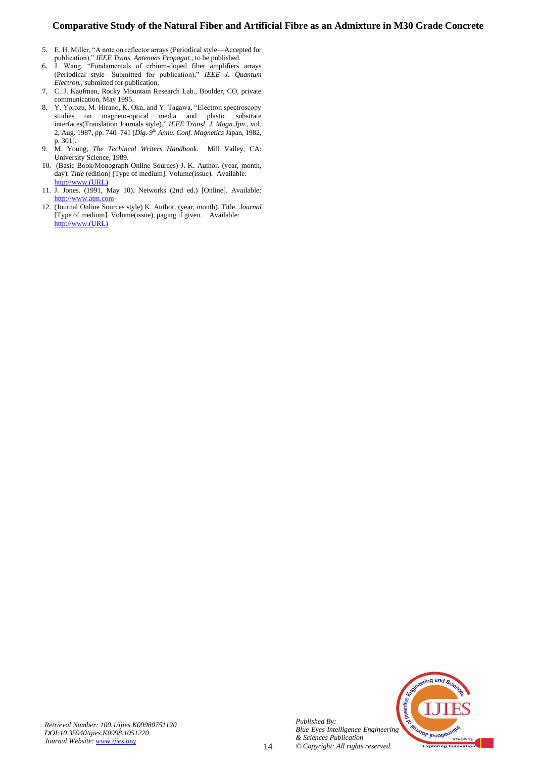5. E. H. Miller, "A note on reflector arrays (Periodical style—Accepted for publication)," *IEEE Trans. Antennas Propagat.*, to be published.
6. J. Wang, "Fundamentals of erbium-doped fiber amplifiers arrays (Periodical style—Submitted for publication)," *IEEE J. Quantum Electron.*, submitted for publication.
7. C. J. Kaufman, Rocky Mountain Research Lab., Boulder, CO, private communication, May 1995.
8. Y. Yorozu, M. Hirano, K. Oka, and Y. Tagawa, "Electron spectroscopy studies on magneto-optical media and plastic substrate interfaces(Translation Journals style)," *IEEE Transl. J. Magn.Jpn.*, vol. 2, Aug. 1987, pp. 740–741 [*Dig. 9th Annu. Conf. Magnetics* Japan, 1982, p. 301].
9. M. Young, *The Techincal Writers Handbook.* Mill Valley, CA: University Science, 1989.
10. (Basic Book/Monograph Online Sources) J. K. Author. (year, month, day). *Title* (edition) [Type of medium]. Volume(issue). Available: http://www.(URL)
11. J. Jones. (1991, May 10). Networks (2nd ed.) [Online]. Available: http://www.atm.com
12. (Journal Online Sources style) K. Author. (year, month). Title. *Journal* [Type of medium]. Volume(issue), paging if given. Available: http://www.(URL)

*Retrieval Number: 100.1/ijies.K09980751120*
*DOI:10.35940/ijies.K0998.1051220*
*Journal Website: www.ijies.org*

*Published By:*
*Blue Eyes Intelligence Engineering & Sciences Publication*
*© Copyright: All rights reserved.*